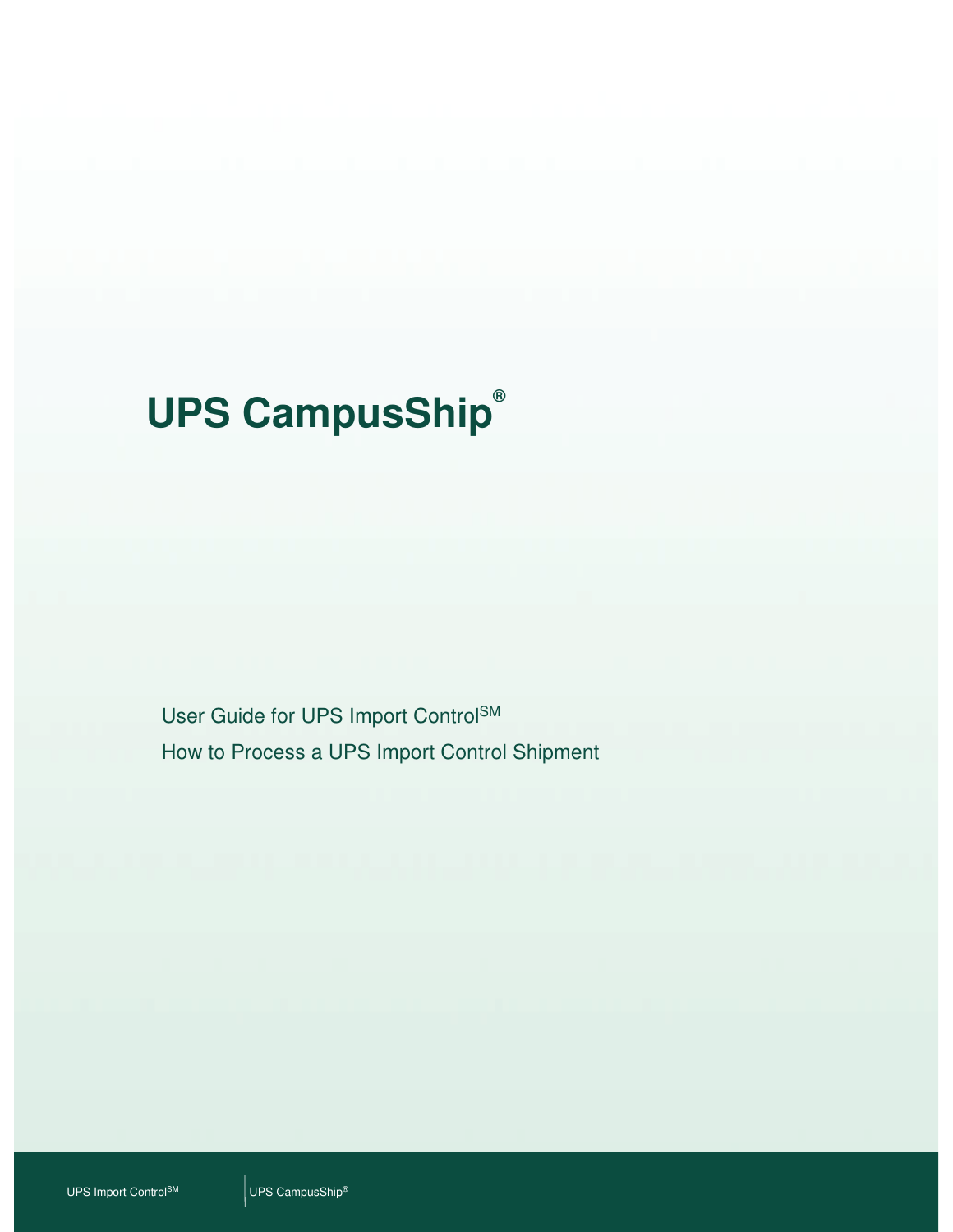# UPS CampusShip®

User Guide for UPS Import Control℠

How to Process a UPS Import Control Shipment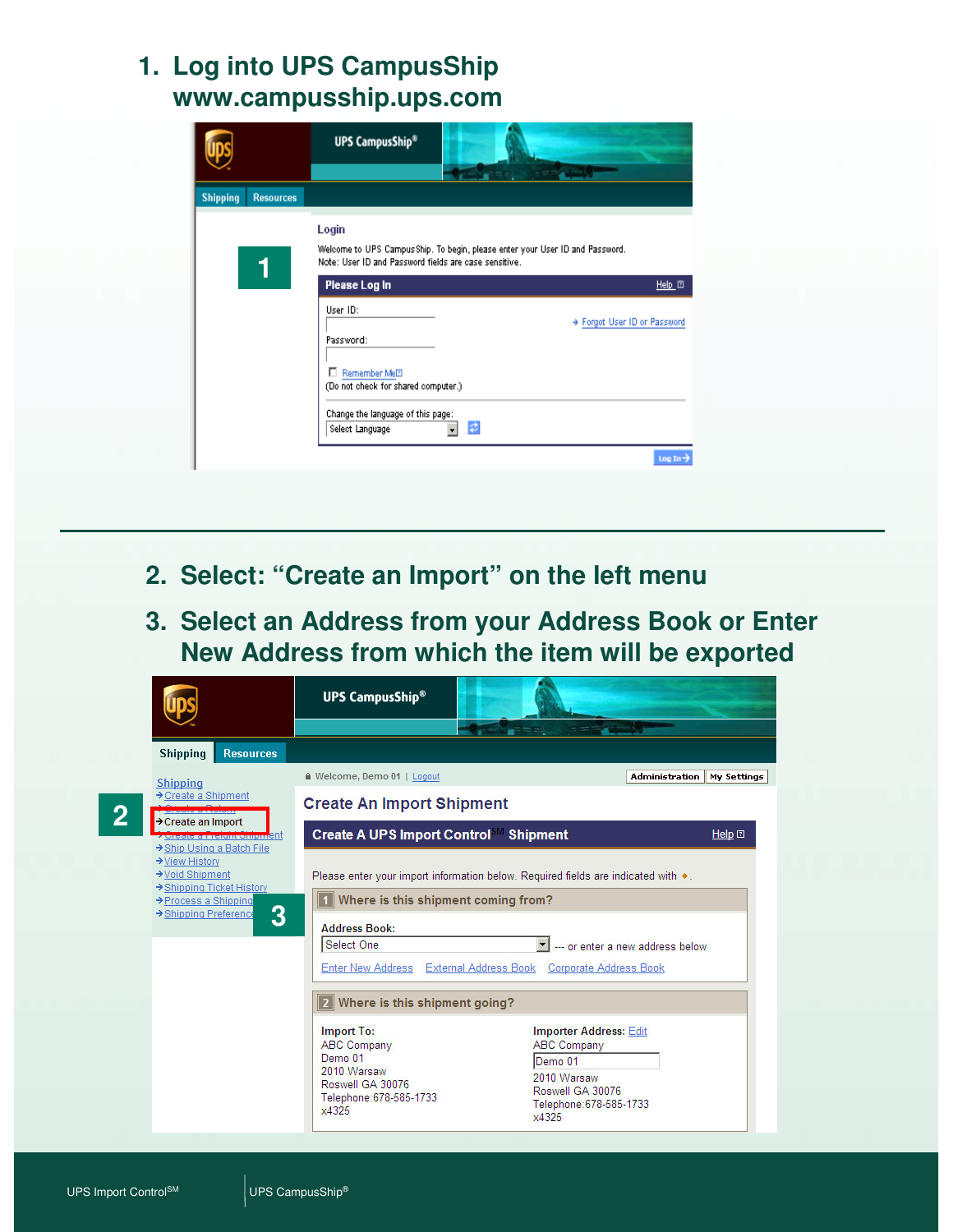1. Log into UPS CampusShip
   www.campusship.ups.com

UPS CampusShip®

Shipping | Resources

**Login**

Welcome to UPS CampusShip. To begin, please enter your User ID and Password.
Note: User ID and Password fields are case sensitive.

**Please Log In** | Help

User ID:

Password:

Remember Me

(Do not check for shared computer.)

Forgot User ID or Password

Change the language of this page:

Select Language

Log In

2. Select: "Create an Import" on the left menu

3. Select an Address from your Address Book or Enter New Address from which the item will be exported

UPS CampusShip®

Shipping | Resources

Welcome, Demo 01 | Logout | Administration | My Settings

**Shipping**

- Create a Shipment
- Create a Return
- Create an Import
- Create a Freight Shipment
- Ship Using a Batch File
- View History
- Void Shipment
- Shipping Ticket History
- Process a Shipping
- Shipping Preferences

**Create An Import Shipment**

**Create A UPS Import Control℠ Shipment** | Help

Please enter your import information below. Required fields are indicated with ◆.

**1 Where is this shipment coming from?**

Address Book: Select One --- or enter a new address below

Enter New Address | External Address Book | Corporate Address Book

**2 Where is this shipment going?**

**Import To:**
ABC Company
Demo 01
2010 Warsaw
Roswell GA 30076
Telephone:678-585-1733
x4325

**Importer Address:** Edit
ABC Company
Demo 01
2010 Warsaw
Roswell GA 30076
Telephone:678-585-1733
x4325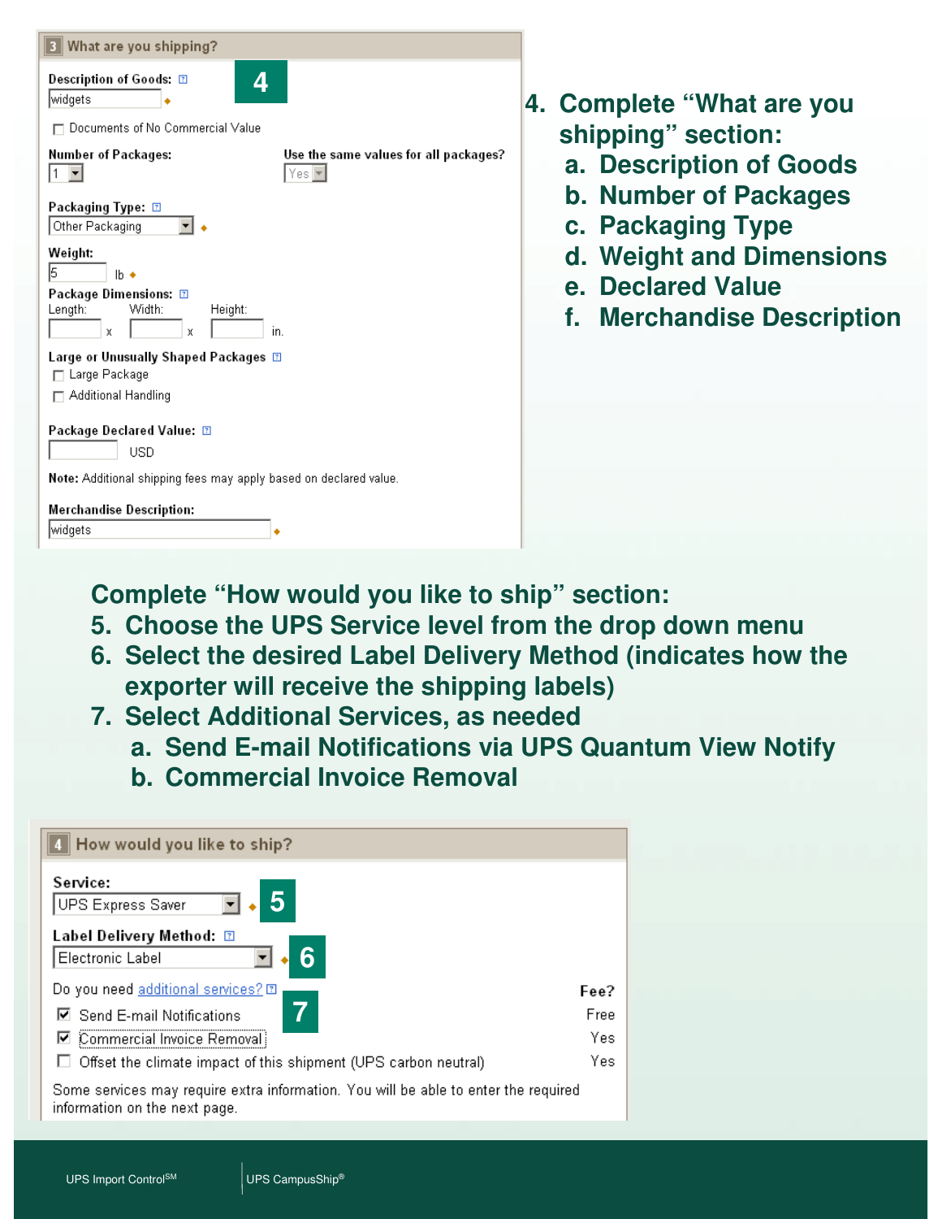### 3 What are you shipping?

Description of Goods: widgets

☐ Documents of No Commercial Value

Number of Packages: 1

Use the same values for all packages? Yes

Packaging Type: Other Packaging

Weight: 5 lb

Package Dimensions:
Length: x Width: x Height: in.

Large or Unusually Shaped Packages
☐ Large Package
☐ Additional Handling

Package Declared Value: USD

**Note:** Additional shipping fees may apply based on declared value.

Merchandise Description: widgets

**4. Complete "What are you shipping" section:**

   **a. Description of Goods**
   **b. Number of Packages**
   **c. Packaging Type**
   **d. Weight and Dimensions**
   **e. Declared Value**
   **f. Merchandise Description**

**Complete "How would you like to ship" section:**

**5. Choose the UPS Service level from the drop down menu**

**6. Select the desired Label Delivery Method (indicates how the exporter will receive the shipping labels)**

**7. Select Additional Services, as needed**

   **a. Send E-mail Notifications via UPS Quantum View Notify**
   **b. Commercial Invoice Removal**

### 4 How would you like to ship?

Service: UPS Express Saver

Label Delivery Method: Electronic Label

Do you need additional services?

| | Fee? |
|---|---|
| ☑ Send E-mail Notifications | Free |
| ☑ Commercial Invoice Removal | Yes |
| ☐ Offset the climate impact of this shipment (UPS carbon neutral) | Yes |

Some services may require extra information. You will be able to enter the required information on the next page.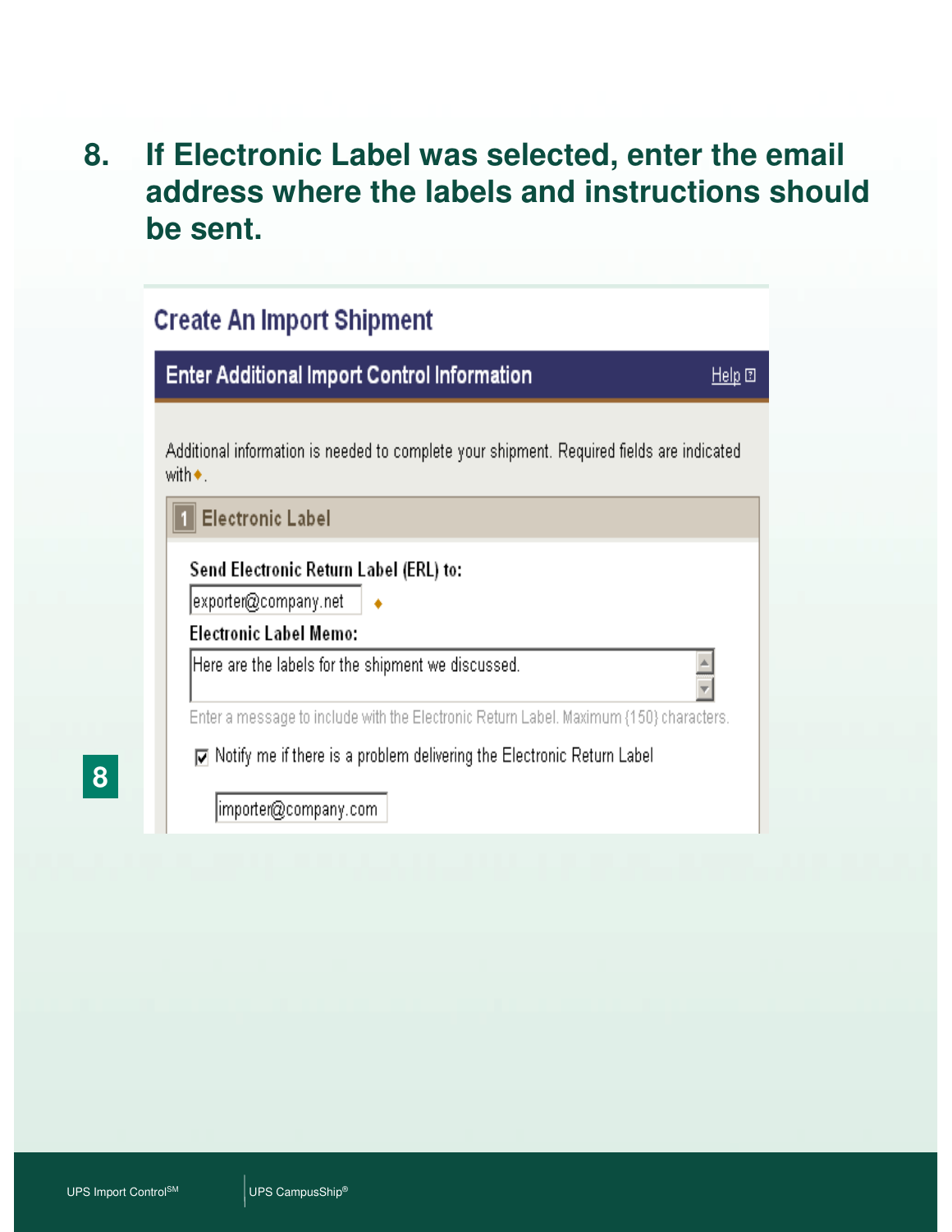## 8. If Electronic Label was selected, enter the email address where the labels and instructions should be sent.

### Create An Import Shipment

**Enter Additional Import Control Information** Help

Additional information is needed to complete your shipment. Required fields are indicated with ♦.

**1 Electronic Label**

**Send Electronic Return Label (ERL) to:**

exporter@company.net ♦

**Electronic Label Memo:**

Here are the labels for the shipment we discussed.

Enter a message to include with the Electronic Return Label. Maximum {150} characters.

☑ Notify me if there is a problem delivering the Electronic Return Label

importer@company.com

8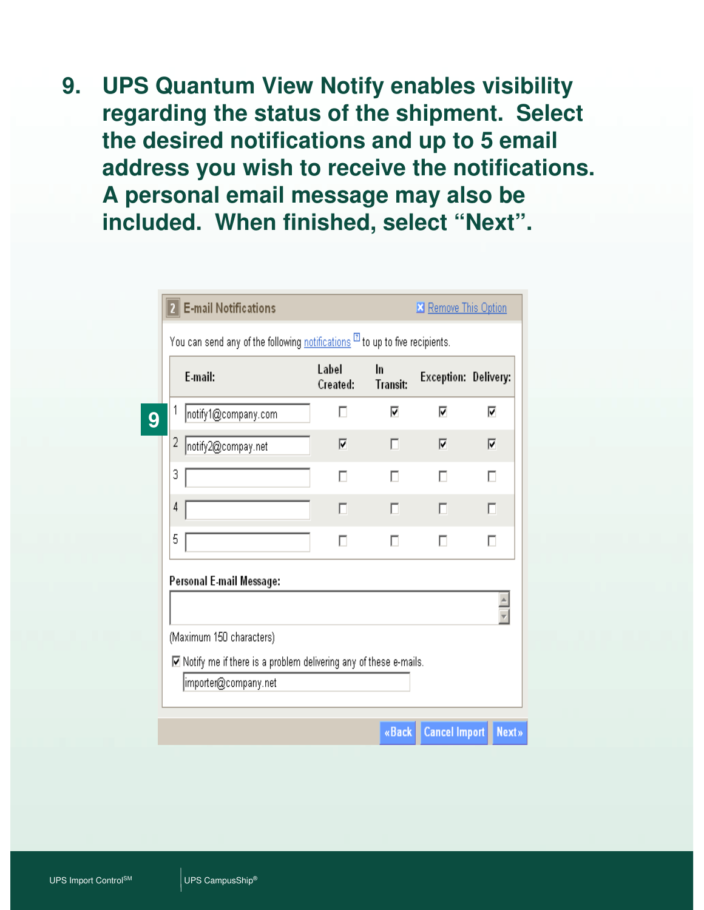9. **UPS Quantum View Notify enables visibility regarding the status of the shipment. Select the desired notifications and up to 5 email address you wish to receive the notifications. A personal email message may also be included. When finished, select "Next".**

**2 E-mail Notifications** — Remove This Option

You can send any of the following notifications to up to five recipients.

| | E-mail: | Label Created: | In Transit: | Exception: | Delivery: |
|---|---|---|---|---|---|
| 1 | notify1@company.com | ☐ | ☑ | ☑ | ☑ |
| 2 | notify2@compay.net | ☑ | ☐ | ☑ | ☑ |
| 3 | | ☐ | ☐ | ☐ | ☐ |
| 4 | | ☐ | ☐ | ☐ | ☐ |
| 5 | | ☐ | ☐ | ☐ | ☐ |

**Personal E-mail Message:**

(Maximum 150 characters)

☑ Notify me if there is a problem delivering any of these e-mails.

importer@company.net

«Back | Cancel Import | Next»

UPS Import Control[SM] | UPS CampusShip®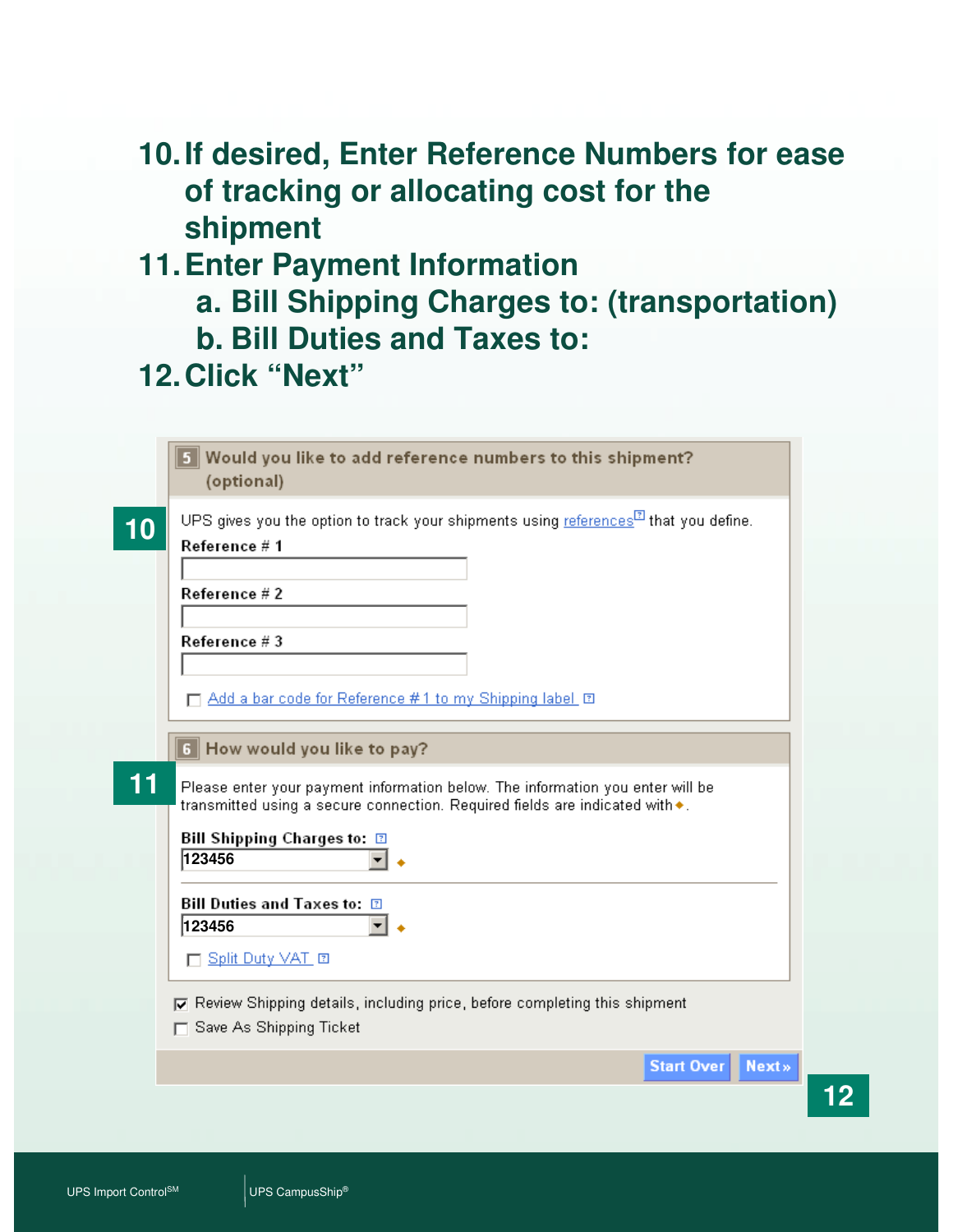10. If desired, Enter Reference Numbers for ease of tracking or allocating cost for the shipment
11. Enter Payment Information
    a. Bill Shipping Charges to: (transportation)
    b. Bill Duties and Taxes to:
12. Click "Next"

**5 Would you like to add reference numbers to this shipment? (optional)**

**10**

UPS gives you the option to track your shipments using references that you define.

**Reference # 1**

**Reference # 2**

**Reference # 3**

☐ Add a bar code for Reference # 1 to my Shipping label

**6 How would you like to pay?**

**11**

Please enter your payment information below. The information you enter will be transmitted using a secure connection. Required fields are indicated with ◆.

**Bill Shipping Charges to:**
123456 ◆

**Bill Duties and Taxes to:**
123456 ◆

☐ Split Duty VAT

☑ Review Shipping details, including price, before completing this shipment

☐ Save As Shipping Ticket

Start Over | Next »

**12**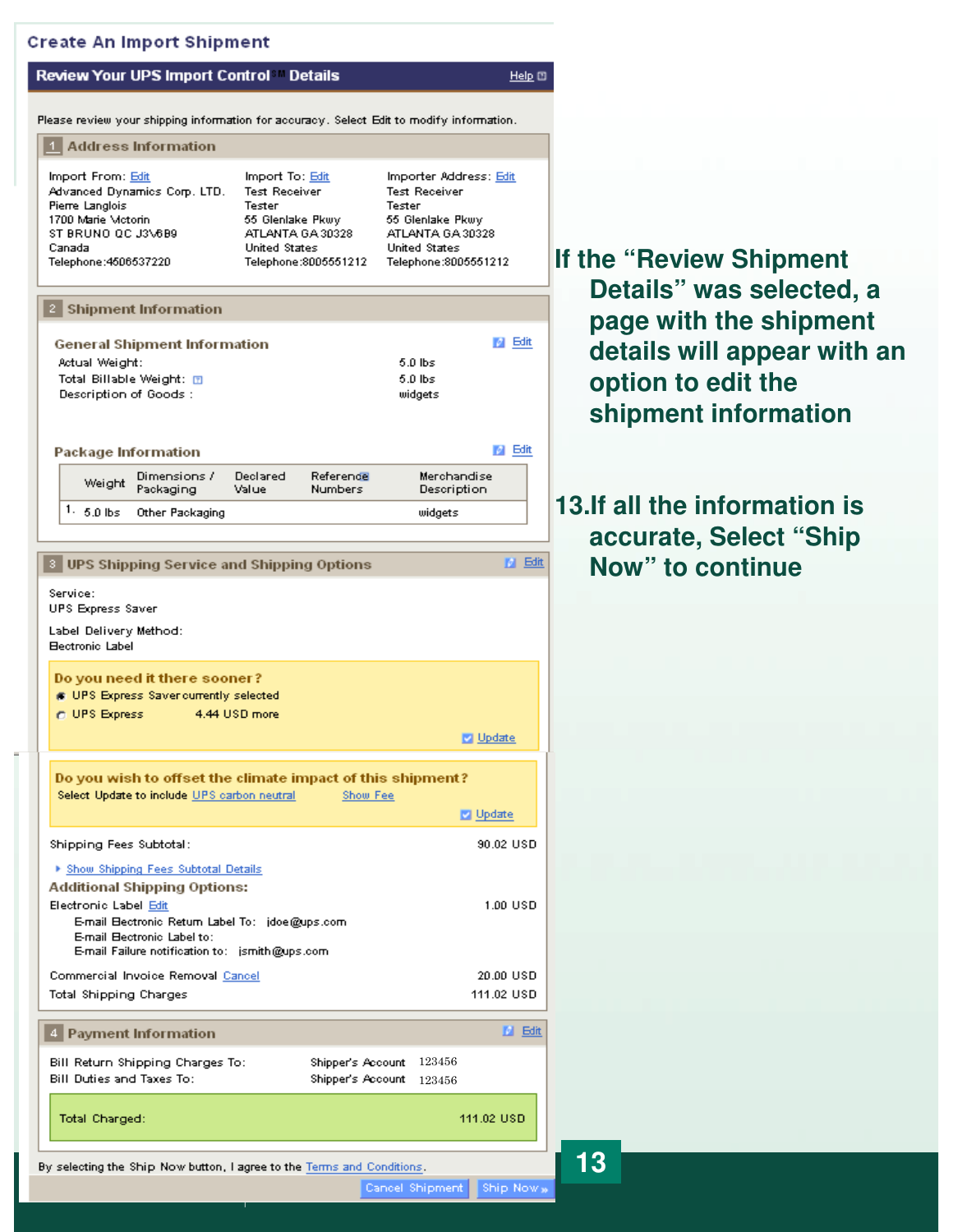## Create An Import Shipment

### Review Your UPS Import Control℠ Details

Help

Please review your shipping information for accuracy. Select Edit to modify information.

#### 1 Address Information

| Import From: Edit | Import To: Edit | Importer Address: Edit |
|---|---|---|
| Advanced Dynamics Corp. LTD. | Test Receiver | Test Receiver |
| Pierre Langlois | Tester | Tester |
| 1700 Marie Victorin | 55 Glenlake Pkwy | 55 Glenlake Pkwy |
| ST BRUNO QC J3V6B9 | ATLANTA GA 30328 | ATLANTA GA 30328 |
| Canada | United States | United States |
| Telephone:4506537220 | Telephone:8005551212 | Telephone:8005551212 |

#### 2 Shipment Information

**General Shipment Information** Edit

| | |
|---|---|
| Actual Weight: | 5.0 lbs |
| Total Billable Weight: | 5.0 lbs |
| Description of Goods : | widgets |

**Package Information** Edit

| | Weight | Dimensions / Packaging | Declared Value | Reference Numbers | Merchandise Description |
|---|---|---|---|---|---|
| 1. | 5.0 lbs | Other Packaging | | | widgets |

#### 3 UPS Shipping Service and Shipping Options Edit

Service:
UPS Express Saver

Label Delivery Method:
Electronic Label

**Do you need it there sooner?**
- UPS Express Saver currently selected
- UPS Express 4.44 USD more

Update

**Do you wish to offset the climate impact of this shipment?**
Select Update to include UPS carbon neutral Show Fee

Update

| | |
|---|---|
| Shipping Fees Subtotal: | 90.02 USD |

▸ Show Shipping Fees Subtotal Details

**Additional Shipping Options:**

| | |
|---|---|
| Electronic Label Edit | 1.00 USD |
| E-mail Electronic Return Label To: jdoe@ups.com | |
| E-mail Electronic Label to: | |
| E-mail Failure notification to: jsmith@ups.com | |
| Commercial Invoice Removal Cancel | 20.00 USD |
| Total Shipping Charges | 111.02 USD |

#### 4 Payment Information Edit

| | | |
|---|---|---|
| Bill Return Shipping Charges To: | Shipper's Account | 123456 |
| Bill Duties and Taxes To: | Shipper's Account | 123456 |

| | |
|---|---|
| Total Charged: | 111.02 USD |

By selecting the Ship Now button, I agree to the Terms and Conditions.

Cancel Shipment | Ship Now »

**If the “Review Shipment Details” was selected, a page with the shipment details will appear with an option to edit the shipment information**

**13. If all the information is accurate, Select “Ship Now” to continue**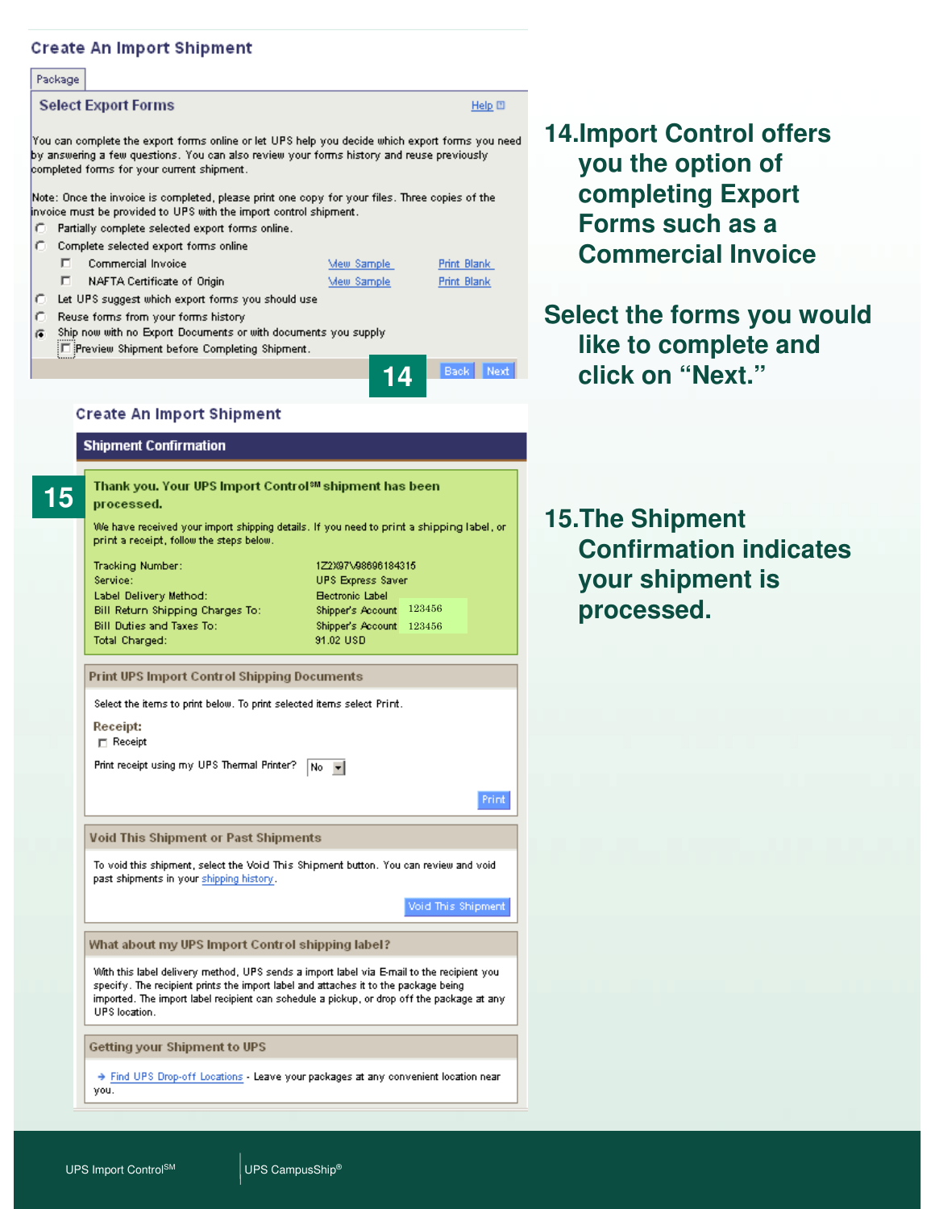## Create An Import Shipment

Package

### Select Export Forms

Help

You can complete the export forms online or let UPS help you decide which export forms you need by answering a few questions. You can also review your forms history and reuse previously completed forms for your current shipment.

Note: Once the invoice is completed, please print one copy for your files. Three copies of the invoice must be provided to UPS with the import control shipment.

- Partially complete selected export forms online.
- Complete selected export forms online
  - Commercial Invoice — View Sample — Print Blank
  - NAFTA Certificate of Origin — View Sample — Print Blank
- Let UPS suggest which export forms you should use
- Reuse forms from your forms history
- Ship now with no Export Documents or with documents you supply
- Preview Shipment before Completing Shipment.

Back Next

**14**

**14. Import Control offers you the option of completing Export Forms such as a Commercial Invoice**

**Select the forms you would like to complete and click on "Next."**

## Create An Import Shipment

### Shipment Confirmation

**15**

**Thank you. Your UPS Import Control℠ shipment has been processed.**

We have received your import shipping details. If you need to print a shipping label, or print a receipt, follow the steps below.

| | |
|---|---|
| Tracking Number: | 1Z2X97V98696184315 |
| Service: | UPS Express Saver |
| Label Delivery Method: | Electronic Label |
| Bill Return Shipping Charges To: | Shipper's Account 123456 |
| Bill Duties and Taxes To: | Shipper's Account 123456 |
| Total Charged: | 91.02 USD |

#### Print UPS Import Control Shipping Documents

Select the items to print below. To print selected items select Print.

**Receipt:**

- Receipt

Print receipt using my UPS Thermal Printer? No

Print

#### Void This Shipment or Past Shipments

To void this shipment, select the Void This Shipment button. You can review and void past shipments in your shipping history.

Void This Shipment

#### What about my UPS Import Control shipping label?

With this label delivery method, UPS sends a import label via E-mail to the recipient you specify. The recipient prints the import label and attaches it to the package being imported. The import label recipient can schedule a pickup, or drop off the package at any UPS location.

#### Getting your Shipment to UPS

→ Find UPS Drop-off Locations - Leave your packages at any convenient location near you.

**15. The Shipment Confirmation indicates your shipment is processed.**